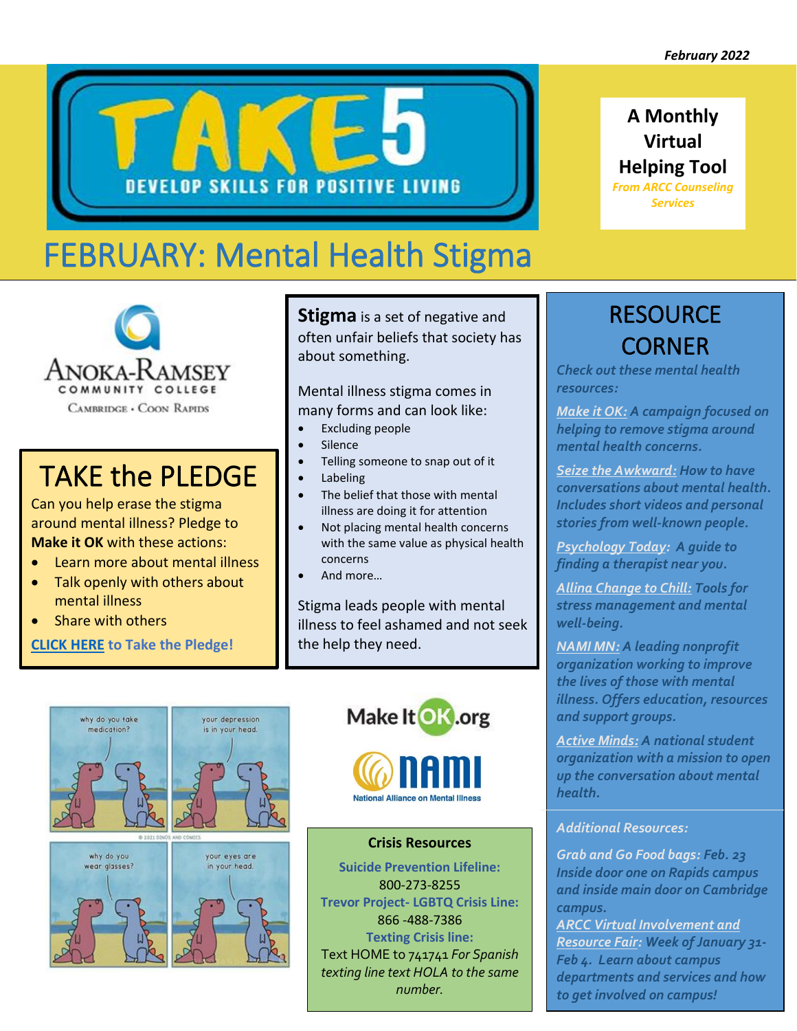*February 2022*

# TAKE 5

DEVELOP SKILLS FOR POSITIVE LIVING

**A Monthly Virtual Helping Tool**

*From ARCC Counseling Services*

# FEBRUARY: Mental Health Stigma

Anoka-Ramsey Community College
Cambridge • Coon Rapids

## TAKE the PLEDGE

Can you help erase the stigma around mental illness? Pledge to **Make it OK** with these actions:

- Learn more about mental illness
- Talk openly with others about mental illness
- Share with others

**CLICK HERE to Take the Pledge!**

**Stigma** is a set of negative and often unfair beliefs that society has about something.

Mental illness stigma comes in many forms and can look like:

- Excluding people
- Silence
- Telling someone to snap out of it
- Labeling
- The belief that those with mental illness are doing it for attention
- Not placing mental health concerns with the same value as physical health concerns
- And more…

Stigma leads people with mental illness to feel ashamed and not seek the help they need.

## RESOURCE CORNER

*Check out these mental health resources:*

*Make it OK: A campaign focused on helping to remove stigma around mental health concerns.*

*Seize the Awkward: How to have conversations about mental health. Includes short videos and personal stories from well-known people.*

*Psychology Today: A guide to finding a therapist near you.*

*Allina Change to Chill: Tools for stress management and mental well-being.*

*NAMI MN: A leading nonprofit organization working to improve the lives of those with mental illness. Offers education, resources and support groups.*

*Active Minds: A national student organization with a mission to open up the conversation about mental health.*

*Additional Resources:*

*Grab and Go Food bags: Feb. 23 Inside door one on Rapids campus and inside main door on Cambridge campus.*

*ARCC Virtual Involvement and Resource Fair: Week of January 31-Feb 4. Learn about campus departments and services and how to get involved on campus!*

MakeItOK.org

NAMI National Alliance on Mental Illness

### Crisis Resources

**Suicide Prevention Lifeline:**
800-273-8255

**Trevor Project- LGBTQ Crisis Line:**
866 -488-7386

**Texting Crisis line:**
Text HOME to 741741 *For Spanish texting line text HOLA to the same number.*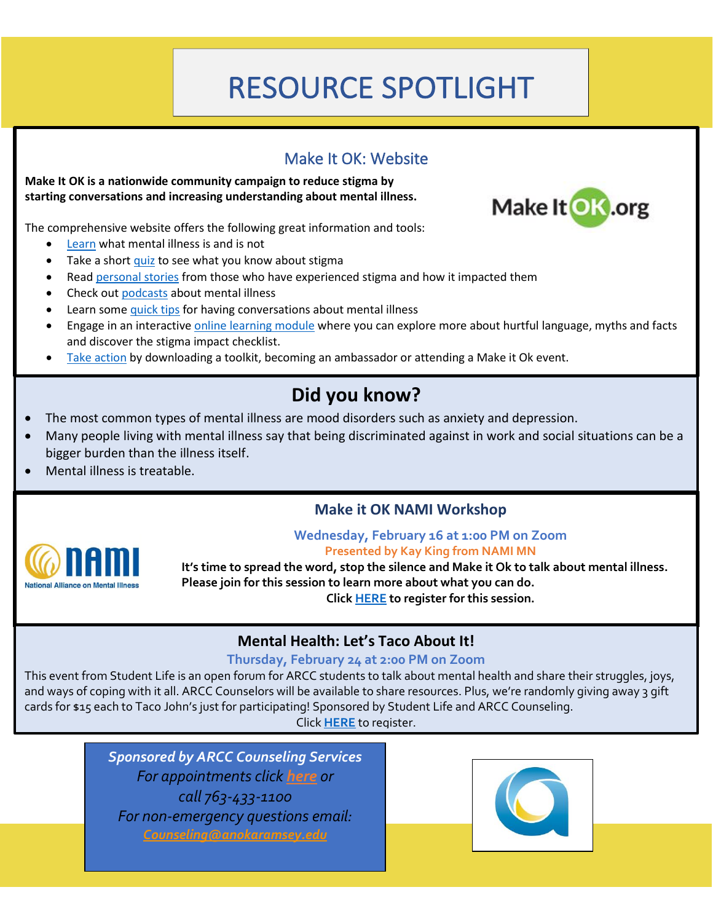# RESOURCE SPOTLIGHT

## Make It OK: Website

**Make It OK is a nationwide community campaign to reduce stigma by starting conversations and increasing understanding about mental illness.**

Make It OK.org

The comprehensive website offers the following great information and tools:

- Learn what mental illness is and is not
- Take a short quiz to see what you know about stigma
- Read personal stories from those who have experienced stigma and how it impacted them
- Check out podcasts about mental illness
- Learn some quick tips for having conversations about mental illness
- Engage in an interactive online learning module where you can explore more about hurtful language, myths and facts and discover the stigma impact checklist.
- Take action by downloading a toolkit, becoming an ambassador or attending a Make it Ok event.

## Did you know?

- The most common types of mental illness are mood disorders such as anxiety and depression.
- Many people living with mental illness say that being discriminated against in work and social situations can be a bigger burden than the illness itself.
- Mental illness is treatable.

## Make it OK NAMI Workshop

NAMI National Alliance on Mental Illness

**Wednesday, February 16 at 1:00 PM on Zoom**

**Presented by Kay King from NAMI MN**

**It's time to spread the word, stop the silence and Make it Ok to talk about mental illness. Please join for this session to learn more about what you can do.**

**Click HERE to register for this session.**

## Mental Health: Let's Taco About It!

**Thursday, February 24 at 2:00 PM on Zoom**

This event from Student Life is an open forum for ARCC students to talk about mental health and share their struggles, joys, and ways of coping with it all. ARCC Counselors will be available to share resources. Plus, we're randomly giving away 3 gift cards for $15 each to Taco John's just for participating! Sponsored by Student Life and ARCC Counseling.

Click **HERE** to register.

***Sponsored by ARCC Counseling Services***

*For appointments click here or call 763-433-1100*

*For non-emergency questions email: Counseling@anokaramsey.edu*